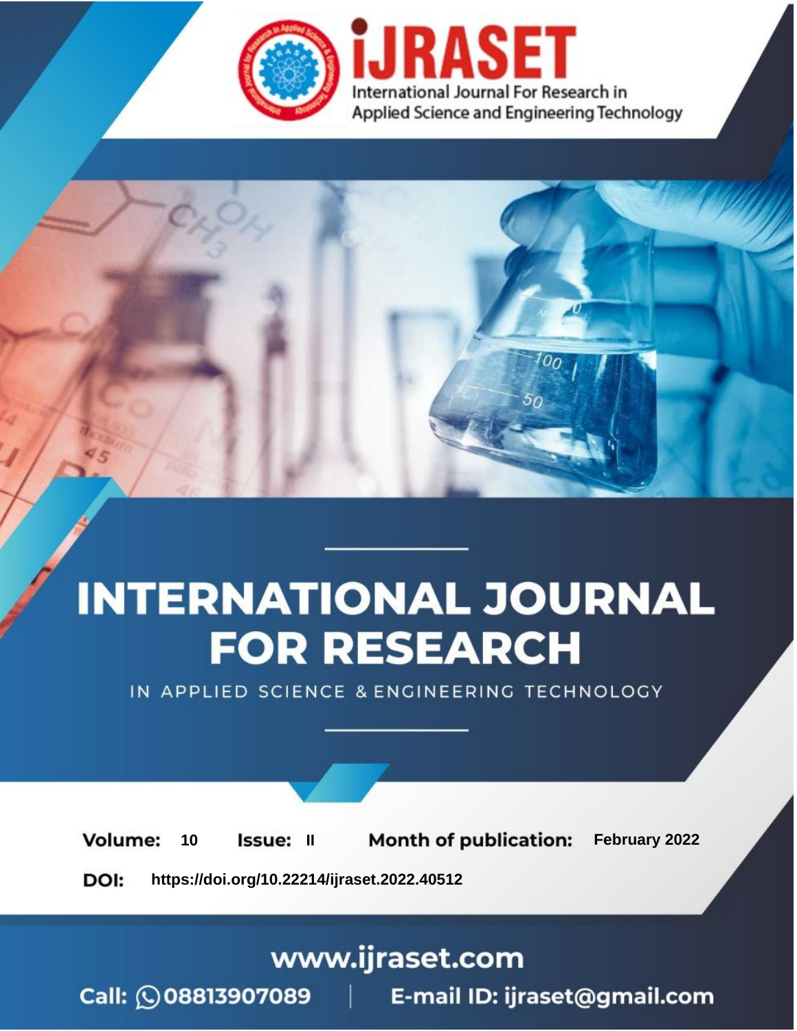# INTERNATIONAL JOURNAL FOR RESEARCH

IN APPLIED SCIENCE & ENGINEERING TECHNOLOGY

iJRASET

International Journal For Research in Applied Science and Engineering Technology

**Volume:** 10 **Issue:** II **Month of publication:** February 2022

**DOI:** https://doi.org/10.22214/ijraset.2022.40512

www.ijraset.com

Call: 08813907089 | E-mail ID: ijraset@gmail.com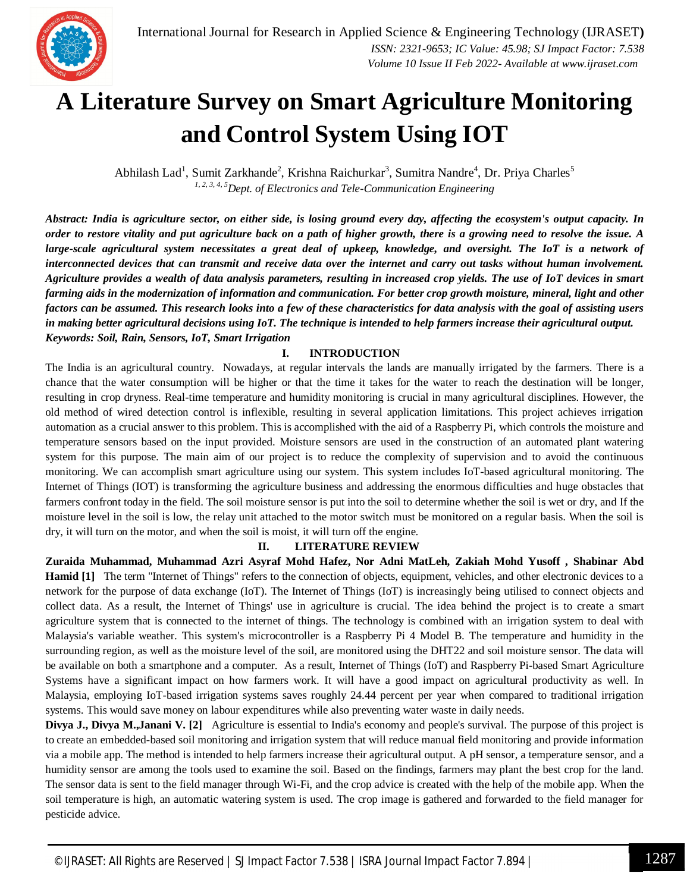# A Literature Survey on Smart Agriculture Monitoring and Control System Using IOT

Abhilash Lad[1], Sumit Zarkhande[2], Krishna Raichurkar[3], Sumitra Nandre[4], Dr. Priya Charles[5]

[1, 2, 3, 4, 5] *Dept. of Electronics and Tele-Communication Engineering*

***Abstract:** India is agriculture sector, on either side, is losing ground every day, affecting the ecosystem's output capacity. In order to restore vitality and put agriculture back on a path of higher growth, there is a growing need to resolve the issue. A large-scale agricultural system necessitates a great deal of upkeep, knowledge, and oversight. The IoT is a network of interconnected devices that can transmit and receive data over the internet and carry out tasks without human involvement. Agriculture provides a wealth of data analysis parameters, resulting in increased crop yields. The use of IoT devices in smart farming aids in the modernization of information and communication. For better crop growth moisture, mineral, light and other factors can be assumed. This research looks into a few of these characteristics for data analysis with the goal of assisting users in making better agricultural decisions using IoT. The technique is intended to help farmers increase their agricultural output.*

***Keywords:** Soil, Rain, Sensors, IoT, Smart Irrigation*

## I. INTRODUCTION

The India is an agricultural country. Nowadays, at regular intervals the lands are manually irrigated by the farmers. There is a chance that the water consumption will be higher or that the time it takes for the water to reach the destination will be longer, resulting in crop dryness. Real-time temperature and humidity monitoring is crucial in many agricultural disciplines. However, the old method of wired detection control is inflexible, resulting in several application limitations. This project achieves irrigation automation as a crucial answer to this problem. This is accomplished with the aid of a Raspberry Pi, which controls the moisture and temperature sensors based on the input provided. Moisture sensors are used in the construction of an automated plant watering system for this purpose. The main aim of our project is to reduce the complexity of supervision and to avoid the continuous monitoring. We can accomplish smart agriculture using our system. This system includes IoT-based agricultural monitoring. The Internet of Things (IOT) is transforming the agriculture business and addressing the enormous difficulties and huge obstacles that farmers confront today in the field. The soil moisture sensor is put into the soil to determine whether the soil is wet or dry, and If the moisture level in the soil is low, the relay unit attached to the motor switch must be monitored on a regular basis. When the soil is dry, it will turn on the motor, and when the soil is moist, it will turn off the engine.

## II. LITERATURE REVIEW

**Zuraida Muhammad, Muhammad Azri Asyraf Mohd Hafez, Nor Adni MatLeh, Zakiah Mohd Yusoff , Shabinar Abd Hamid [1]** The term "Internet of Things" refers to the connection of objects, equipment, vehicles, and other electronic devices to a network for the purpose of data exchange (IoT). The Internet of Things (IoT) is increasingly being utilised to connect objects and collect data. As a result, the Internet of Things' use in agriculture is crucial. The idea behind the project is to create a smart agriculture system that is connected to the internet of things. The technology is combined with an irrigation system to deal with Malaysia's variable weather. This system's microcontroller is a Raspberry Pi 4 Model B. The temperature and humidity in the surrounding region, as well as the moisture level of the soil, are monitored using the DHT22 and soil moisture sensor. The data will be available on both a smartphone and a computer. As a result, Internet of Things (IoT) and Raspberry Pi-based Smart Agriculture Systems have a significant impact on how farmers work. It will have a good impact on agricultural productivity as well. In Malaysia, employing IoT-based irrigation systems saves roughly 24.44 percent per year when compared to traditional irrigation systems. This would save money on labour expenditures while also preventing water waste in daily needs.

**Divya J., Divya M.,Janani V. [2]** Agriculture is essential to India's economy and people's survival. The purpose of this project is to create an embedded-based soil monitoring and irrigation system that will reduce manual field monitoring and provide information via a mobile app. The method is intended to help farmers increase their agricultural output. A pH sensor, a temperature sensor, and a humidity sensor are among the tools used to examine the soil. Based on the findings, farmers may plant the best crop for the land. The sensor data is sent to the field manager through Wi-Fi, and the crop advice is created with the help of the mobile app. When the soil temperature is high, an automatic watering system is used. The crop image is gathered and forwarded to the field manager for pesticide advice.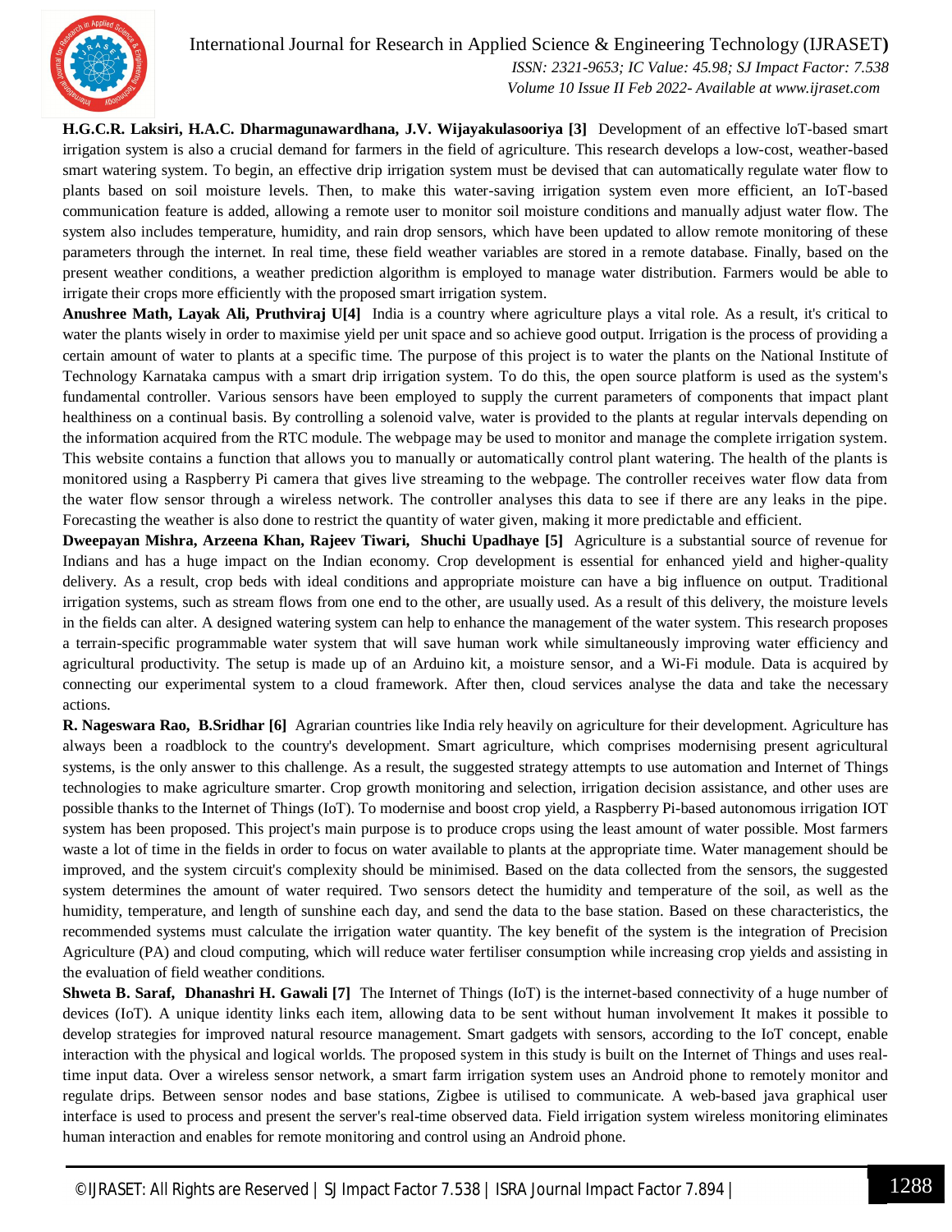**H.G.C.R. Laksiri, H.A.C. Dharmagunawardhana, J.V. Wijayakulasooriya [3]** Development of an effective loT-based smart irrigation system is also a crucial demand for farmers in the field of agriculture. This research develops a low-cost, weather-based smart watering system. To begin, an effective drip irrigation system must be devised that can automatically regulate water flow to plants based on soil moisture levels. Then, to make this water-saving irrigation system even more efficient, an IoT-based communication feature is added, allowing a remote user to monitor soil moisture conditions and manually adjust water flow. The system also includes temperature, humidity, and rain drop sensors, which have been updated to allow remote monitoring of these parameters through the internet. In real time, these field weather variables are stored in a remote database. Finally, based on the present weather conditions, a weather prediction algorithm is employed to manage water distribution. Farmers would be able to irrigate their crops more efficiently with the proposed smart irrigation system.

**Anushree Math, Layak Ali, Pruthviraj U[4]** India is a country where agriculture plays a vital role. As a result, it's critical to water the plants wisely in order to maximise yield per unit space and so achieve good output. Irrigation is the process of providing a certain amount of water to plants at a specific time. The purpose of this project is to water the plants on the National Institute of Technology Karnataka campus with a smart drip irrigation system. To do this, the open source platform is used as the system's fundamental controller. Various sensors have been employed to supply the current parameters of components that impact plant healthiness on a continual basis. By controlling a solenoid valve, water is provided to the plants at regular intervals depending on the information acquired from the RTC module. The webpage may be used to monitor and manage the complete irrigation system. This website contains a function that allows you to manually or automatically control plant watering. The health of the plants is monitored using a Raspberry Pi camera that gives live streaming to the webpage. The controller receives water flow data from the water flow sensor through a wireless network. The controller analyses this data to see if there are any leaks in the pipe. Forecasting the weather is also done to restrict the quantity of water given, making it more predictable and efficient.

**Dweepayan Mishra, Arzeena Khan, Rajeev Tiwari, Shuchi Upadhaye [5]** Agriculture is a substantial source of revenue for Indians and has a huge impact on the Indian economy. Crop development is essential for enhanced yield and higher-quality delivery. As a result, crop beds with ideal conditions and appropriate moisture can have a big influence on output. Traditional irrigation systems, such as stream flows from one end to the other, are usually used. As a result of this delivery, the moisture levels in the fields can alter. A designed watering system can help to enhance the management of the water system. This research proposes a terrain-specific programmable water system that will save human work while simultaneously improving water efficiency and agricultural productivity. The setup is made up of an Arduino kit, a moisture sensor, and a Wi-Fi module. Data is acquired by connecting our experimental system to a cloud framework. After then, cloud services analyse the data and take the necessary actions.

**R. Nageswara Rao, B.Sridhar [6]** Agrarian countries like India rely heavily on agriculture for their development. Agriculture has always been a roadblock to the country's development. Smart agriculture, which comprises modernising present agricultural systems, is the only answer to this challenge. As a result, the suggested strategy attempts to use automation and Internet of Things technologies to make agriculture smarter. Crop growth monitoring and selection, irrigation decision assistance, and other uses are possible thanks to the Internet of Things (IoT). To modernise and boost crop yield, a Raspberry Pi-based autonomous irrigation IOT system has been proposed. This project's main purpose is to produce crops using the least amount of water possible. Most farmers waste a lot of time in the fields in order to focus on water available to plants at the appropriate time. Water management should be improved, and the system circuit's complexity should be minimised. Based on the data collected from the sensors, the suggested system determines the amount of water required. Two sensors detect the humidity and temperature of the soil, as well as the humidity, temperature, and length of sunshine each day, and send the data to the base station. Based on these characteristics, the recommended systems must calculate the irrigation water quantity. The key benefit of the system is the integration of Precision Agriculture (PA) and cloud computing, which will reduce water fertiliser consumption while increasing crop yields and assisting in the evaluation of field weather conditions.

**Shweta B. Saraf, Dhanashri H. Gawali [7]** The Internet of Things (IoT) is the internet-based connectivity of a huge number of devices (IoT). A unique identity links each item, allowing data to be sent without human involvement It makes it possible to develop strategies for improved natural resource management. Smart gadgets with sensors, according to the IoT concept, enable interaction with the physical and logical worlds. The proposed system in this study is built on the Internet of Things and uses real-time input data. Over a wireless sensor network, a smart farm irrigation system uses an Android phone to remotely monitor and regulate drips. Between sensor nodes and base stations, Zigbee is utilised to communicate. A web-based java graphical user interface is used to process and present the server's real-time observed data. Field irrigation system wireless monitoring eliminates human interaction and enables for remote monitoring and control using an Android phone.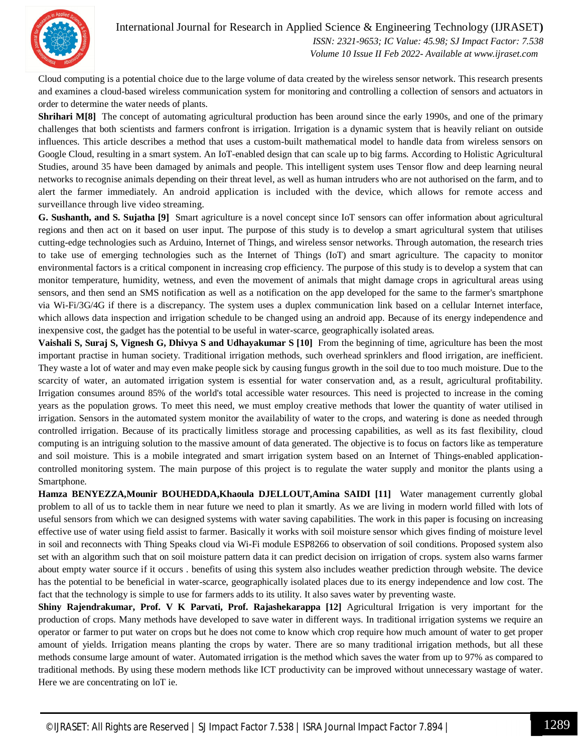Cloud computing is a potential choice due to the large volume of data created by the wireless sensor network. This research presents and examines a cloud-based wireless communication system for monitoring and controlling a collection of sensors and actuators in order to determine the water needs of plants.

**Shrihari M[8]** The concept of automating agricultural production has been around since the early 1990s, and one of the primary challenges that both scientists and farmers confront is irrigation. Irrigation is a dynamic system that is heavily reliant on outside influences. This article describes a method that uses a custom-built mathematical model to handle data from wireless sensors on Google Cloud, resulting in a smart system. An IoT-enabled design that can scale up to big farms. According to Holistic Agricultural Studies, around 35 have been damaged by animals and people. This intelligent system uses Tensor flow and deep learning neural networks to recognise animals depending on their threat level, as well as human intruders who are not authorised on the farm, and to alert the farmer immediately. An android application is included with the device, which allows for remote access and surveillance through live video streaming.

**G. Sushanth, and S. Sujatha [9]** Smart agriculture is a novel concept since IoT sensors can offer information about agricultural regions and then act on it based on user input. The purpose of this study is to develop a smart agricultural system that utilises cutting-edge technologies such as Arduino, Internet of Things, and wireless sensor networks. Through automation, the research tries to take use of emerging technologies such as the Internet of Things (IoT) and smart agriculture. The capacity to monitor environmental factors is a critical component in increasing crop efficiency. The purpose of this study is to develop a system that can monitor temperature, humidity, wetness, and even the movement of animals that might damage crops in agricultural areas using sensors, and then send an SMS notification as well as a notification on the app developed for the same to the farmer's smartphone via Wi-Fi/3G/4G if there is a discrepancy. The system uses a duplex communication link based on a cellular Internet interface, which allows data inspection and irrigation schedule to be changed using an android app. Because of its energy independence and inexpensive cost, the gadget has the potential to be useful in water-scarce, geographically isolated areas.

**Vaishali S, Suraj S, Vignesh G, Dhivya S and Udhayakumar S [10]** From the beginning of time, agriculture has been the most important practise in human society. Traditional irrigation methods, such overhead sprinklers and flood irrigation, are inefficient. They waste a lot of water and may even make people sick by causing fungus growth in the soil due to too much moisture. Due to the scarcity of water, an automated irrigation system is essential for water conservation and, as a result, agricultural profitability. Irrigation consumes around 85% of the world's total accessible water resources. This need is projected to increase in the coming years as the population grows. To meet this need, we must employ creative methods that lower the quantity of water utilised in irrigation. Sensors in the automated system monitor the availability of water to the crops, and watering is done as needed through controlled irrigation. Because of its practically limitless storage and processing capabilities, as well as its fast flexibility, cloud computing is an intriguing solution to the massive amount of data generated. The objective is to focus on factors like as temperature and soil moisture. This is a mobile integrated and smart irrigation system based on an Internet of Things-enabled application-controlled monitoring system. The main purpose of this project is to regulate the water supply and monitor the plants using a Smartphone.

**Hamza BENYEZZA,Mounir BOUHEDDA,Khaoula DJELLOUT,Amina SAIDI [11]** Water management currently global problem to all of us to tackle them in near future we need to plan it smartly. As we are living in modern world filled with lots of useful sensors from which we can designed systems with water saving capabilities. The work in this paper is focusing on increasing effective use of water using field assist to farmer. Basically it works with soil moisture sensor which gives finding of moisture level in soil and reconnects with Thing Speaks cloud via Wi-Fi module ESP8266 to observation of soil conditions. Proposed system also set with an algorithm such that on soil moisture pattern data it can predict decision on irrigation of crops. system also warns farmer about empty water source if it occurs . benefits of using this system also includes weather prediction through website. The device has the potential to be beneficial in water-scarce, geographically isolated places due to its energy independence and low cost. The fact that the technology is simple to use for farmers adds to its utility. It also saves water by preventing waste.

**Shiny Rajendrakumar, Prof. V K Parvati, Prof. Rajashekarappa [12]** Agricultural Irrigation is very important for the production of crops. Many methods have developed to save water in different ways. In traditional irrigation systems we require an operator or farmer to put water on crops but he does not come to know which crop require how much amount of water to get proper amount of yields. Irrigation means planting the crops by water. There are so many traditional irrigation methods, but all these methods consume large amount of water. Automated irrigation is the method which saves the water from up to 97% as compared to traditional methods. By using these modern methods like ICT productivity can be improved without unnecessary wastage of water. Here we are concentrating on loT ie.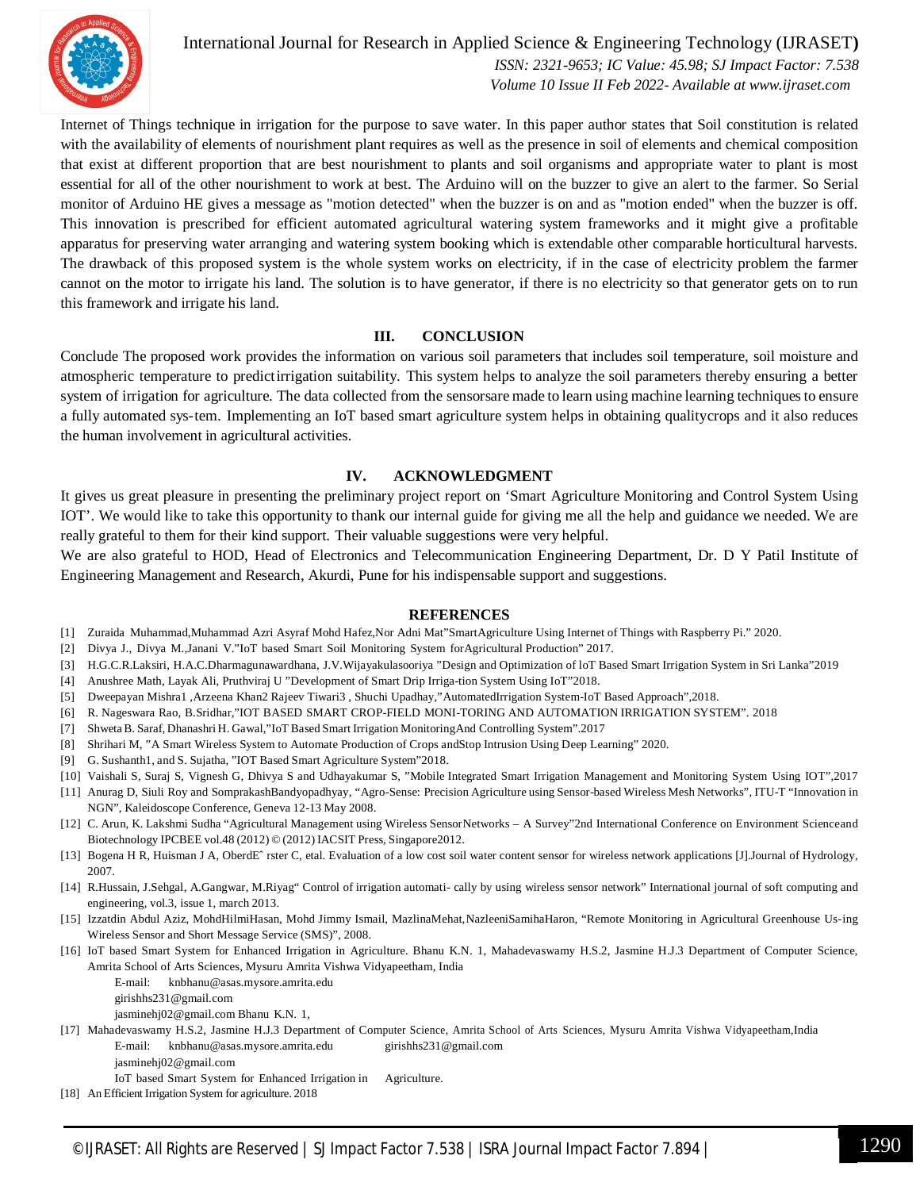Internet of Things technique in irrigation for the purpose to save water. In this paper author states that Soil constitution is related with the availability of elements of nourishment plant requires as well as the presence in soil of elements and chemical composition that exist at different proportion that are best nourishment to plants and soil organisms and appropriate water to plant is most essential for all of the other nourishment to work at best. The Arduino will on the buzzer to give an alert to the farmer. So Serial monitor of Arduino HE gives a message as "motion detected" when the buzzer is on and as "motion ended" when the buzzer is off. This innovation is prescribed for efficient automated agricultural watering system frameworks and it might give a profitable apparatus for preserving water arranging and watering system booking which is extendable other comparable horticultural harvests. The drawback of this proposed system is the whole system works on electricity, if in the case of electricity problem the farmer cannot on the motor to irrigate his land. The solution is to have generator, if there is no electricity so that generator gets on to run this framework and irrigate his land.

## III. CONCLUSION

Conclude The proposed work provides the information on various soil parameters that includes soil temperature, soil moisture and atmospheric temperature to predictirrigation suitability. This system helps to analyze the soil parameters thereby ensuring a better system of irrigation for agriculture. The data collected from the sensorsare made to learn using machine learning techniques to ensure a fully automated sys-tem. Implementing an IoT based smart agriculture system helps in obtaining qualitycrops and it also reduces the human involvement in agricultural activities.

## IV. ACKNOWLEDGMENT

It gives us great pleasure in presenting the preliminary project report on 'Smart Agriculture Monitoring and Control System Using IOT'. We would like to take this opportunity to thank our internal guide for giving me all the help and guidance we needed. We are really grateful to them for their kind support. Their valuable suggestions were very helpful.

We are also grateful to HOD, Head of Electronics and Telecommunication Engineering Department, Dr. D Y Patil Institute of Engineering Management and Research, Akurdi, Pune for his indispensable support and suggestions.

## REFERENCES

[1] Zuraida Muhammad,Muhammad Azri Asyraf Mohd Hafez,Nor Adni Mat"SmartAgriculture Using Internet of Things with Raspberry Pi." 2020.

[2] Divya J., Divya M.,Janani V."IoT based Smart Soil Monitoring System forAgricultural Production" 2017.

[3] H.G.C.R.Laksiri, H.A.C.Dharmagunawardhana, J.V.Wijayakulasooriya "Design and Optimization of loT Based Smart Irrigation System in Sri Lanka"2019

[4] Anushree Math, Layak Ali, Pruthviraj U "Development of Smart Drip Irriga-tion System Using IoT"2018.

[5] Dweepayan Mishra1 ,Arzeena Khan2 Rajeev Tiwari3 , Shuchi Upadhay,"AutomatedIrrigation System-IoT Based Approach",2018.

[6] R. Nageswara Rao, B.Sridhar,"IOT BASED SMART CROP-FIELD MONI-TORING AND AUTOMATION IRRIGATION SYSTEM". 2018

[7] Shweta B. Saraf, Dhanashri H. Gawal,"IoT Based Smart Irrigation MonitoringAnd Controlling System".2017

[8] Shrihari M, "A Smart Wireless System to Automate Production of Crops andStop Intrusion Using Deep Learning" 2020.

[9] G. Sushanth1, and S. Sujatha, "IOT Based Smart Agriculture System"2018.

[10] Vaishali S, Suraj S, Vignesh G, Dhivya S and Udhayakumar S, "Mobile Integrated Smart Irrigation Management and Monitoring System Using IOT",2017

[11] Anurag D, Siuli Roy and SomprakashBandyopadhyay, "Agro-Sense: Precision Agriculture using Sensor-based Wireless Mesh Networks", ITU-T "Innovation in NGN", Kaleidoscope Conference, Geneva 12-13 May 2008.

[12] C. Arun, K. Lakshmi Sudha "Agricultural Management using Wireless SensorNetworks – A Survey"2nd International Conference on Environment Scienceand Biotechnology IPCBEE vol.48 (2012) © (2012) IACSIT Press, Singapore2012.

[13] Bogena H R, Huisman J A, OberdEˆ rster C, etal. Evaluation of a low cost soil water content sensor for wireless network applications [J].Journal of Hydrology, 2007.

[14] R.Hussain, J.Sehgal, A.Gangwar, M.Riyag" Control of irrigation automati- cally by using wireless sensor network" International journal of soft computing and engineering, vol.3, issue 1, march 2013.

[15] Izzatdin Abdul Aziz, MohdHilmiHasan, Mohd Jimmy Ismail, MazlinaMehat,NazleeniSamihaHaron, "Remote Monitoring in Agricultural Greenhouse Us-ing Wireless Sensor and Short Message Service (SMS)", 2008.

[16] IoT based Smart System for Enhanced Irrigation in Agriculture. Bhanu K.N. 1, Mahadevaswamy H.S.2, Jasmine H.J.3 Department of Computer Science, Amrita School of Arts Sciences, Mysuru Amrita Vishwa Vidyapeetham, India
E-mail: knbhanu@asas.mysore.amrita.edu
girishhs231@gmail.com
jasminehj02@gmail.com Bhanu K.N. 1,

[17] Mahadevaswamy H.S.2, Jasmine H.J.3 Department of Computer Science, Amrita School of Arts Sciences, Mysuru Amrita Vishwa Vidyapeetham,India
E-mail: knbhanu@asas.mysore.amrita.edu girishhs231@gmail.com
jasminehj02@gmail.com
IoT based Smart System for Enhanced Irrigation in Agriculture.

[18] An Efficient Irrigation System for agriculture. 2018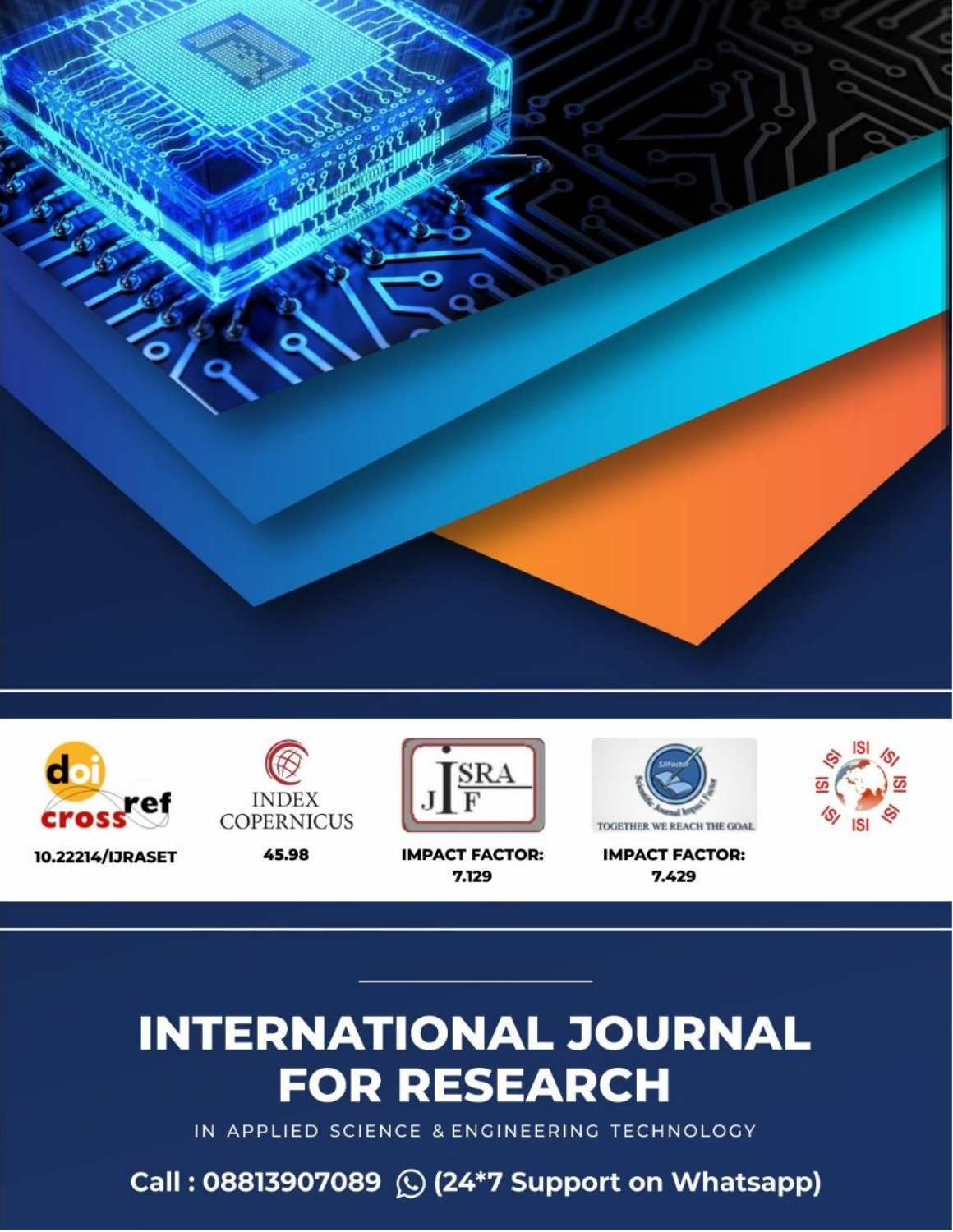10.22214/IJRASET

INDEX COPERNICUS

45.98

IMPACT FACTOR: 7.129

IMPACT FACTOR: 7.429

# INTERNATIONAL JOURNAL FOR RESEARCH

IN APPLIED SCIENCE & ENGINEERING TECHNOLOGY

Call : 08813907089 (24*7 Support on Whatsapp)